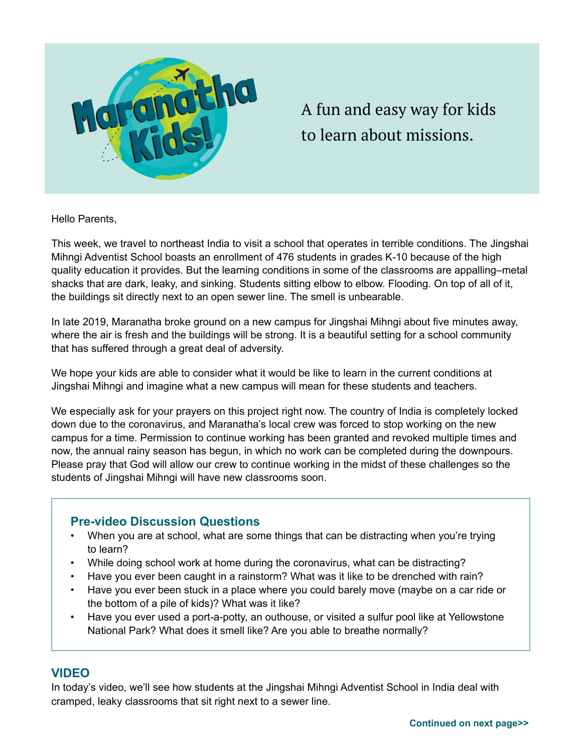# Maranatha Kids!

A fun and easy way for kids to learn about missions.

Hello Parents,

This week, we travel to northeast India to visit a school that operates in terrible conditions. The Jingshai Mihngi Adventist School boasts an enrollment of 476 students in grades K-10 because of the high quality education it provides. But the learning conditions in some of the classrooms are appalling–metal shacks that are dark, leaky, and sinking. Students sitting elbow to elbow. Flooding. On top of all of it, the buildings sit directly next to an open sewer line. The smell is unbearable.

In late 2019, Maranatha broke ground on a new campus for Jingshai Mihngi about five minutes away, where the air is fresh and the buildings will be strong. It is a beautiful setting for a school community that has suffered through a great deal of adversity.

We hope your kids are able to consider what it would be like to learn in the current conditions at Jingshai Mihngi and imagine what a new campus will mean for these students and teachers.

We especially ask for your prayers on this project right now. The country of India is completely locked down due to the coronavirus, and Maranatha's local crew was forced to stop working on the new campus for a time. Permission to continue working has been granted and revoked multiple times and now, the annual rainy season has begun, in which no work can be completed during the downpours. Please pray that God will allow our crew to continue working in the midst of these challenges so the students of Jingshai Mihngi will have new classrooms soon.

## Pre-video Discussion Questions

- When you are at school, what are some things that can be distracting when you're trying to learn?
- While doing school work at home during the coronavirus, what can be distracting?
- Have you ever been caught in a rainstorm? What was it like to be drenched with rain?
- Have you ever been stuck in a place where you could barely move (maybe on a car ride or the bottom of a pile of kids)? What was it like?
- Have you ever used a port-a-potty, an outhouse, or visited a sulfur pool like at Yellowstone National Park? What does it smell like? Are you able to breathe normally?

## VIDEO

In today's video, we'll see how students at the Jingshai Mihngi Adventist School in India deal with cramped, leaky classrooms that sit right next to a sewer line.

**Continued on next page>>**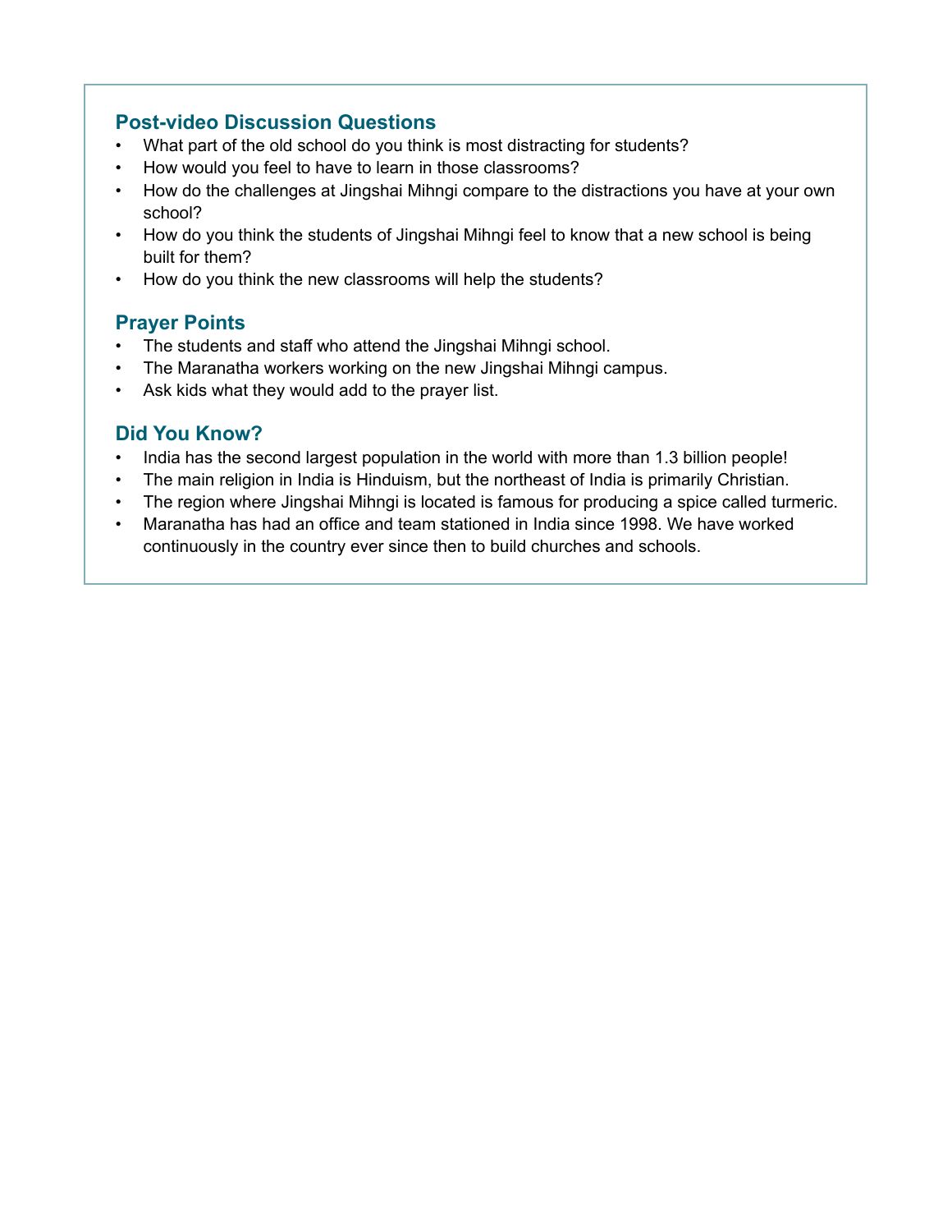## Post-video Discussion Questions

- What part of the old school do you think is most distracting for students?
- How would you feel to have to learn in those classrooms?
- How do the challenges at Jingshai Mihngi compare to the distractions you have at your own school?
- How do you think the students of Jingshai Mihngi feel to know that a new school is being built for them?
- How do you think the new classrooms will help the students?

## Prayer Points

- The students and staff who attend the Jingshai Mihngi school.
- The Maranatha workers working on the new Jingshai Mihngi campus.
- Ask kids what they would add to the prayer list.

## Did You Know?

- India has the second largest population in the world with more than 1.3 billion people!
- The main religion in India is Hinduism, but the northeast of India is primarily Christian.
- The region where Jingshai Mihngi is located is famous for producing a spice called turmeric.
- Maranatha has had an office and team stationed in India since 1998. We have worked continuously in the country ever since then to build churches and schools.